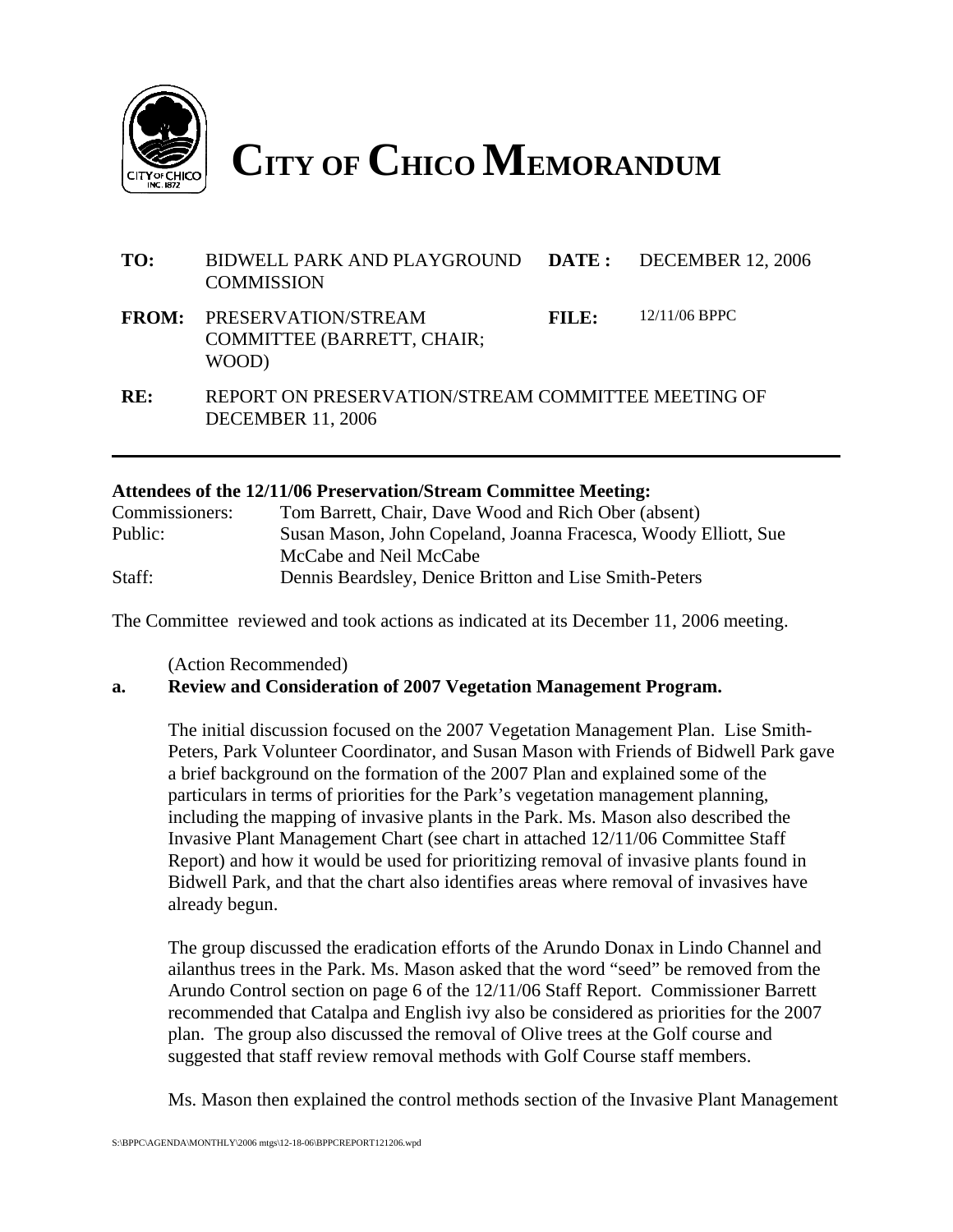# CITY OF CHICO MEMORANDUM

| | | | |
|---|---|---|---|
| **TO:** | BIDWELL PARK AND PLAYGROUND COMMISSION | **DATE :** | DECEMBER 12, 2006 |
| **FROM:** | PRESERVATION/STREAM COMMITTEE (BARRETT, CHAIR; WOOD) | **FILE:** | 12/11/06 BPPC |
| **RE:** | REPORT ON PRESERVATION/STREAM COMMITTEE MEETING OF DECEMBER 11, 2006 | | |

**Attendees of the 12/11/06 Preservation/Stream Committee Meeting:**

| | |
|---|---|
| Commissioners: | Tom Barrett, Chair, Dave Wood and Rich Ober (absent) |
| Public: | Susan Mason, John Copeland, Joanna Fracesca, Woody Elliott, Sue McCabe and Neil McCabe |
| Staff: | Dennis Beardsley, Denice Britton and Lise Smith-Peters |

The Committee reviewed and took actions as indicated at its December 11, 2006 meeting.

(Action Recommended)

**a. Review and Consideration of 2007 Vegetation Management Program.**

The initial discussion focused on the 2007 Vegetation Management Plan. Lise Smith-Peters, Park Volunteer Coordinator, and Susan Mason with Friends of Bidwell Park gave a brief background on the formation of the 2007 Plan and explained some of the particulars in terms of priorities for the Park's vegetation management planning, including the mapping of invasive plants in the Park. Ms. Mason also described the Invasive Plant Management Chart (see chart in attached 12/11/06 Committee Staff Report) and how it would be used for prioritizing removal of invasive plants found in Bidwell Park, and that the chart also identifies areas where removal of invasives have already begun.

The group discussed the eradication efforts of the Arundo Donax in Lindo Channel and ailanthus trees in the Park. Ms. Mason asked that the word "seed" be removed from the Arundo Control section on page 6 of the 12/11/06 Staff Report. Commissioner Barrett recommended that Catalpa and English ivy also be considered as priorities for the 2007 plan. The group also discussed the removal of Olive trees at the Golf course and suggested that staff review removal methods with Golf Course staff members.

Ms. Mason then explained the control methods section of the Invasive Plant Management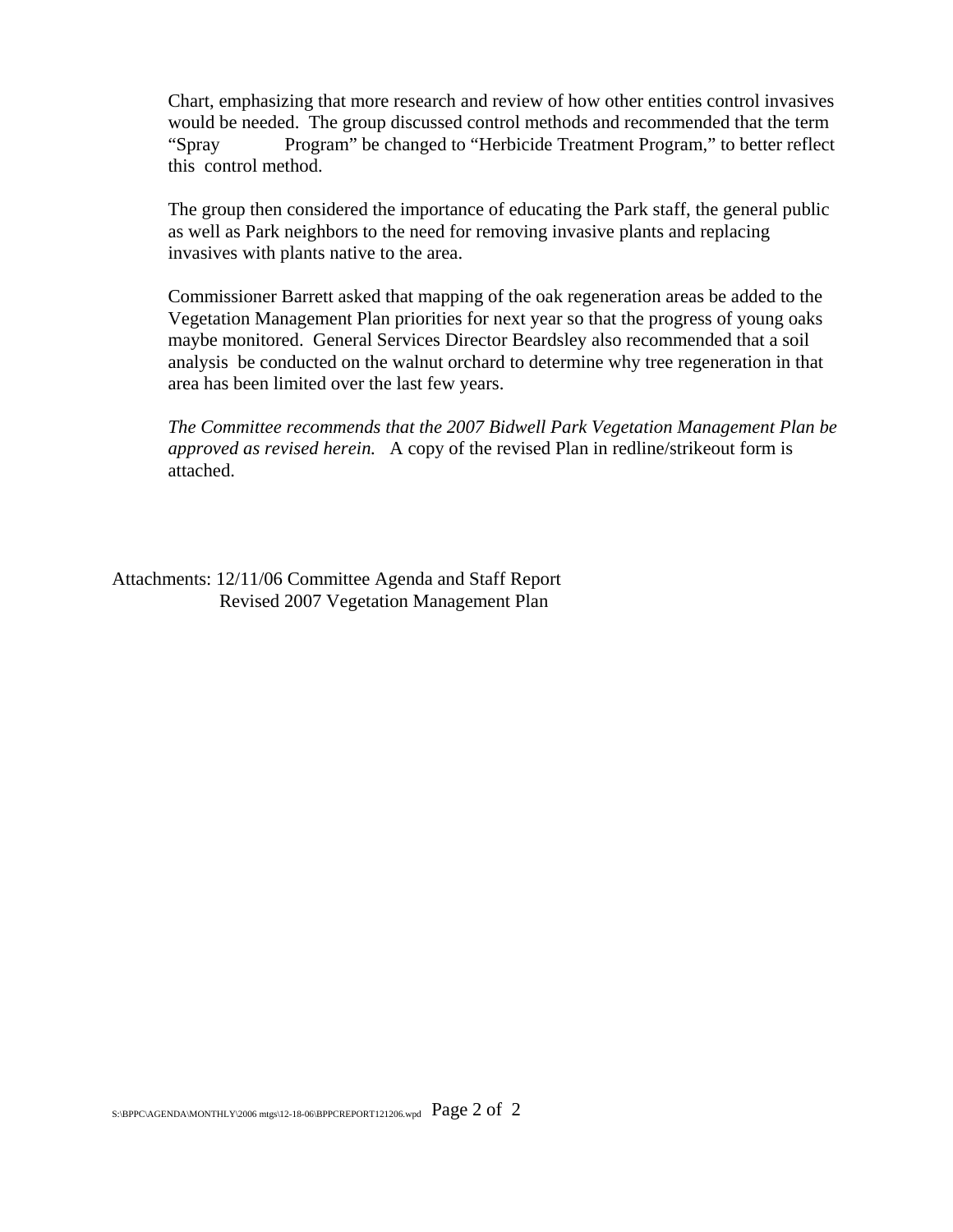Chart, emphasizing that more research and review of how other entities control invasives would be needed. The group discussed control methods and recommended that the term "Spray Program" be changed to "Herbicide Treatment Program," to better reflect this control method.

The group then considered the importance of educating the Park staff, the general public as well as Park neighbors to the need for removing invasive plants and replacing invasives with plants native to the area.

Commissioner Barrett asked that mapping of the oak regeneration areas be added to the Vegetation Management Plan priorities for next year so that the progress of young oaks maybe monitored. General Services Director Beardsley also recommended that a soil analysis be conducted on the walnut orchard to determine why tree regeneration in that area has been limited over the last few years.

*The Committee recommends that the 2007 Bidwell Park Vegetation Management Plan be approved as revised herein.* A copy of the revised Plan in redline/strikeout form is attached.

Attachments: 12/11/06 Committee Agenda and Staff Report
Revised 2007 Vegetation Management Plan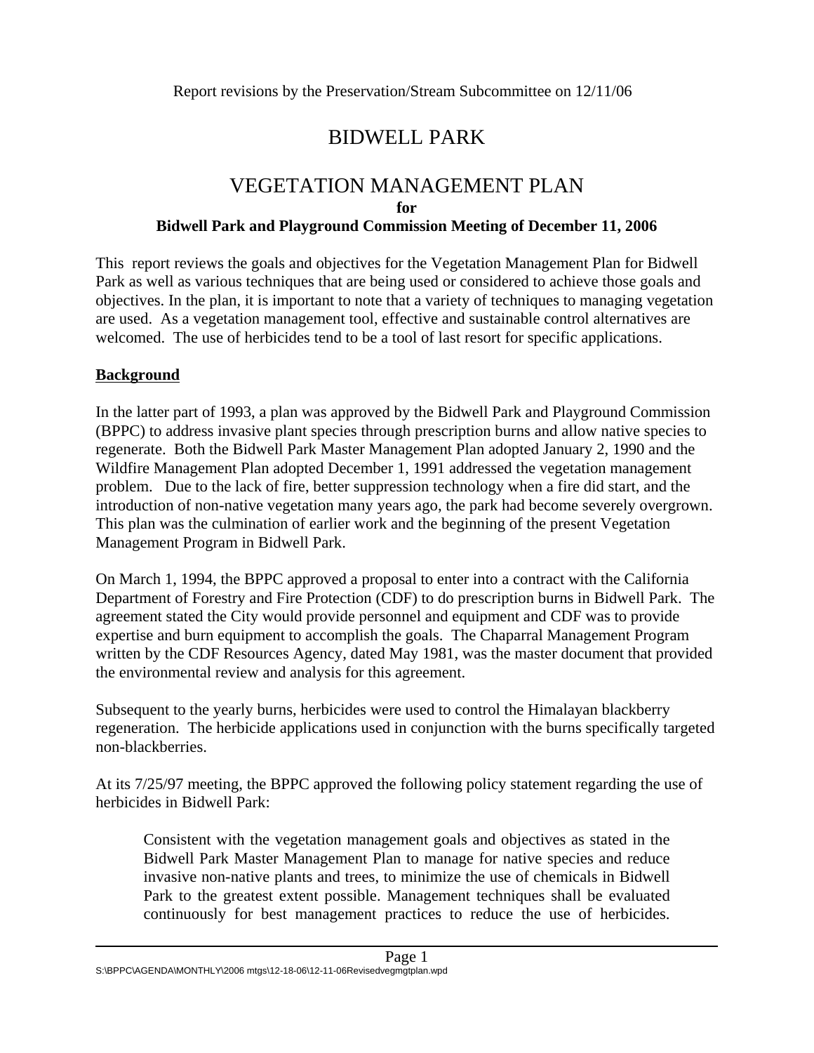Report revisions by the Preservation/Stream Subcommittee on 12/11/06

# BIDWELL PARK

## VEGETATION MANAGEMENT PLAN

**for**

**Bidwell Park and Playground Commission Meeting of December 11, 2006**

This report reviews the goals and objectives for the Vegetation Management Plan for Bidwell Park as well as various techniques that are being used or considered to achieve those goals and objectives. In the plan, it is important to note that a variety of techniques to managing vegetation are used. As a vegetation management tool, effective and sustainable control alternatives are welcomed. The use of herbicides tend to be a tool of last resort for specific applications.

**Background**

In the latter part of 1993, a plan was approved by the Bidwell Park and Playground Commission (BPPC) to address invasive plant species through prescription burns and allow native species to regenerate. Both the Bidwell Park Master Management Plan adopted January 2, 1990 and the Wildfire Management Plan adopted December 1, 1991 addressed the vegetation management problem. Due to the lack of fire, better suppression technology when a fire did start, and the introduction of non-native vegetation many years ago, the park had become severely overgrown. This plan was the culmination of earlier work and the beginning of the present Vegetation Management Program in Bidwell Park.

On March 1, 1994, the BPPC approved a proposal to enter into a contract with the California Department of Forestry and Fire Protection (CDF) to do prescription burns in Bidwell Park. The agreement stated the City would provide personnel and equipment and CDF was to provide expertise and burn equipment to accomplish the goals. The Chaparral Management Program written by the CDF Resources Agency, dated May 1981, was the master document that provided the environmental review and analysis for this agreement.

Subsequent to the yearly burns, herbicides were used to control the Himalayan blackberry regeneration. The herbicide applications used in conjunction with the burns specifically targeted non-blackberries.

At its 7/25/97 meeting, the BPPC approved the following policy statement regarding the use of herbicides in Bidwell Park:

> Consistent with the vegetation management goals and objectives as stated in the Bidwell Park Master Management Plan to manage for native species and reduce invasive non-native plants and trees, to minimize the use of chemicals in Bidwell Park to the greatest extent possible. Management techniques shall be evaluated continuously for best management practices to reduce the use of herbicides.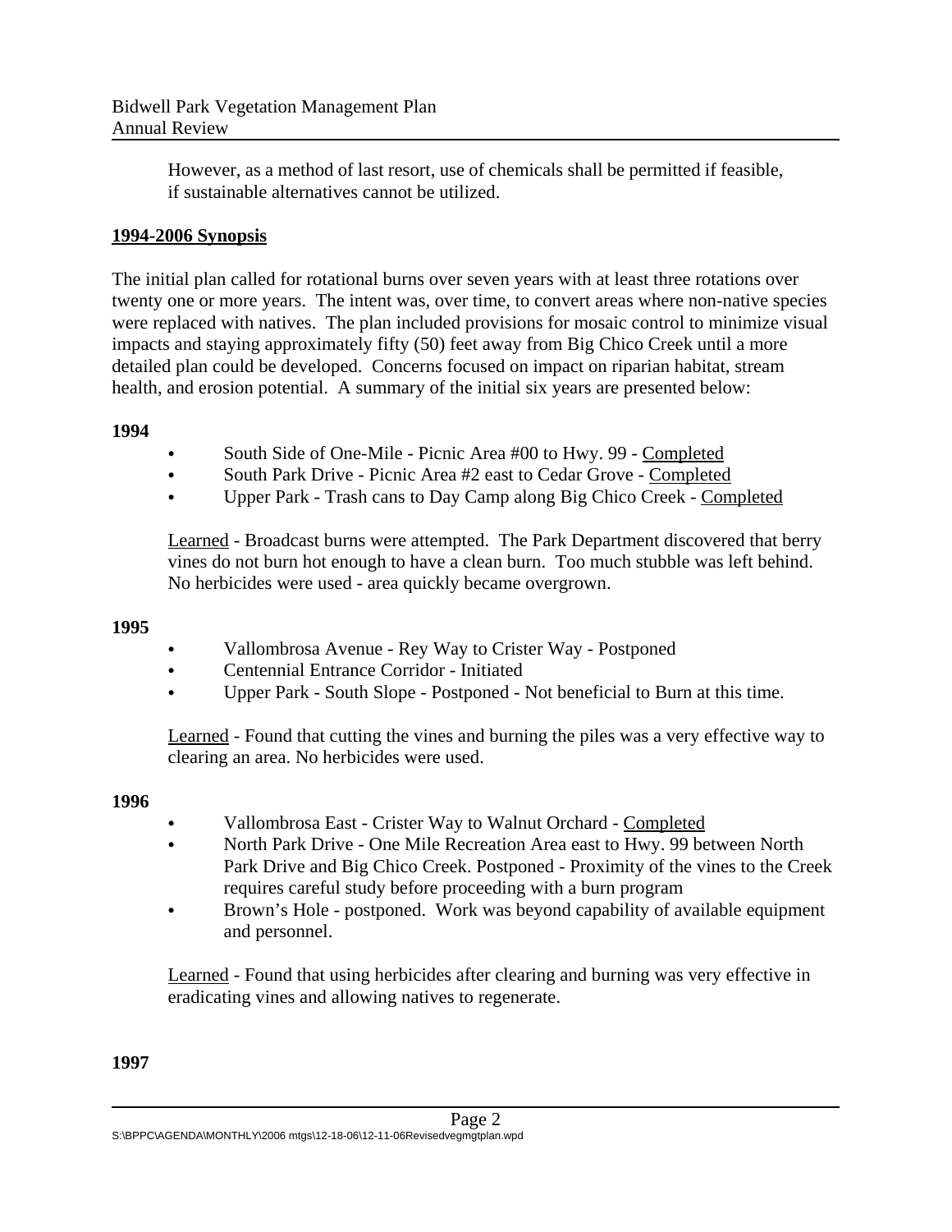However, as a method of last resort, use of chemicals shall be permitted if feasible, if sustainable alternatives cannot be utilized.

**1994-2006 Synopsis**

The initial plan called for rotational burns over seven years with at least three rotations over twenty one or more years. The intent was, over time, to convert areas where non-native species were replaced with natives. The plan included provisions for mosaic control to minimize visual impacts and staying approximately fifty (50) feet away from Big Chico Creek until a more detailed plan could be developed. Concerns focused on impact on riparian habitat, stream health, and erosion potential. A summary of the initial six years are presented below:

**1994**

- South Side of One-Mile - Picnic Area #00 to Hwy. 99 - Completed
- South Park Drive - Picnic Area #2 east to Cedar Grove - Completed
- Upper Park - Trash cans to Day Camp along Big Chico Creek - Completed

Learned - Broadcast burns were attempted. The Park Department discovered that berry vines do not burn hot enough to have a clean burn. Too much stubble was left behind. No herbicides were used - area quickly became overgrown.

**1995**

- Vallombrosa Avenue - Rey Way to Crister Way - Postponed
- Centennial Entrance Corridor - Initiated
- Upper Park - South Slope - Postponed - Not beneficial to Burn at this time.

Learned - Found that cutting the vines and burning the piles was a very effective way to clearing an area. No herbicides were used.

**1996**

- Vallombrosa East - Crister Way to Walnut Orchard - Completed
- North Park Drive - One Mile Recreation Area east to Hwy. 99 between North Park Drive and Big Chico Creek. Postponed - Proximity of the vines to the Creek requires careful study before proceeding with a burn program
- Brown's Hole - postponed. Work was beyond capability of available equipment and personnel.

Learned - Found that using herbicides after clearing and burning was very effective in eradicating vines and allowing natives to regenerate.

**1997**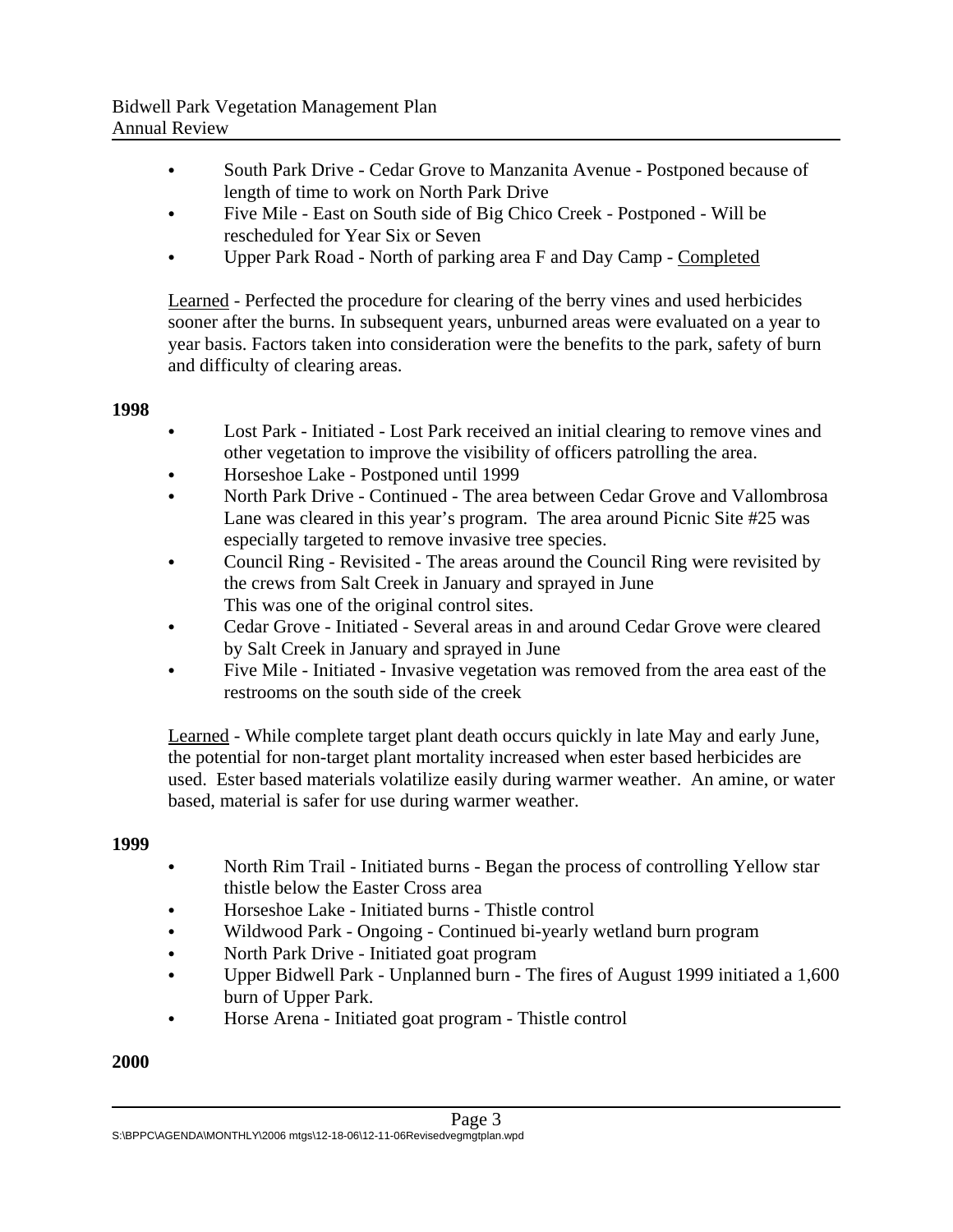- South Park Drive - Cedar Grove to Manzanita Avenue - Postponed because of length of time to work on North Park Drive
- Five Mile - East on South side of Big Chico Creek - Postponed - Will be rescheduled for Year Six or Seven
- Upper Park Road - North of parking area F and Day Camp - <u>Completed</u>

<u>Learned</u> - Perfected the procedure for clearing of the berry vines and used herbicides sooner after the burns. In subsequent years, unburned areas were evaluated on a year to year basis. Factors taken into consideration were the benefits to the park, safety of burn and difficulty of clearing areas.

**1998**

- Lost Park - Initiated - Lost Park received an initial clearing to remove vines and other vegetation to improve the visibility of officers patrolling the area.
- Horseshoe Lake - Postponed until 1999
- North Park Drive - Continued - The area between Cedar Grove and Vallombrosa Lane was cleared in this year's program. The area around Picnic Site #25 was especially targeted to remove invasive tree species.
- Council Ring - Revisited - The areas around the Council Ring were revisited by the crews from Salt Creek in January and sprayed in June
  This was one of the original control sites.
- Cedar Grove - Initiated - Several areas in and around Cedar Grove were cleared by Salt Creek in January and sprayed in June
- Five Mile - Initiated - Invasive vegetation was removed from the area east of the restrooms on the south side of the creek

<u>Learned</u> - While complete target plant death occurs quickly in late May and early June, the potential for non-target plant mortality increased when ester based herbicides are used. Ester based materials volatilize easily during warmer weather. An amine, or water based, material is safer for use during warmer weather.

**1999**

- North Rim Trail - Initiated burns - Began the process of controlling Yellow star thistle below the Easter Cross area
- Horseshoe Lake - Initiated burns - Thistle control
- Wildwood Park - Ongoing - Continued bi-yearly wetland burn program
- North Park Drive - Initiated goat program
- Upper Bidwell Park - Unplanned burn - The fires of August 1999 initiated a 1,600 burn of Upper Park.
- Horse Arena - Initiated goat program - Thistle control

**2000**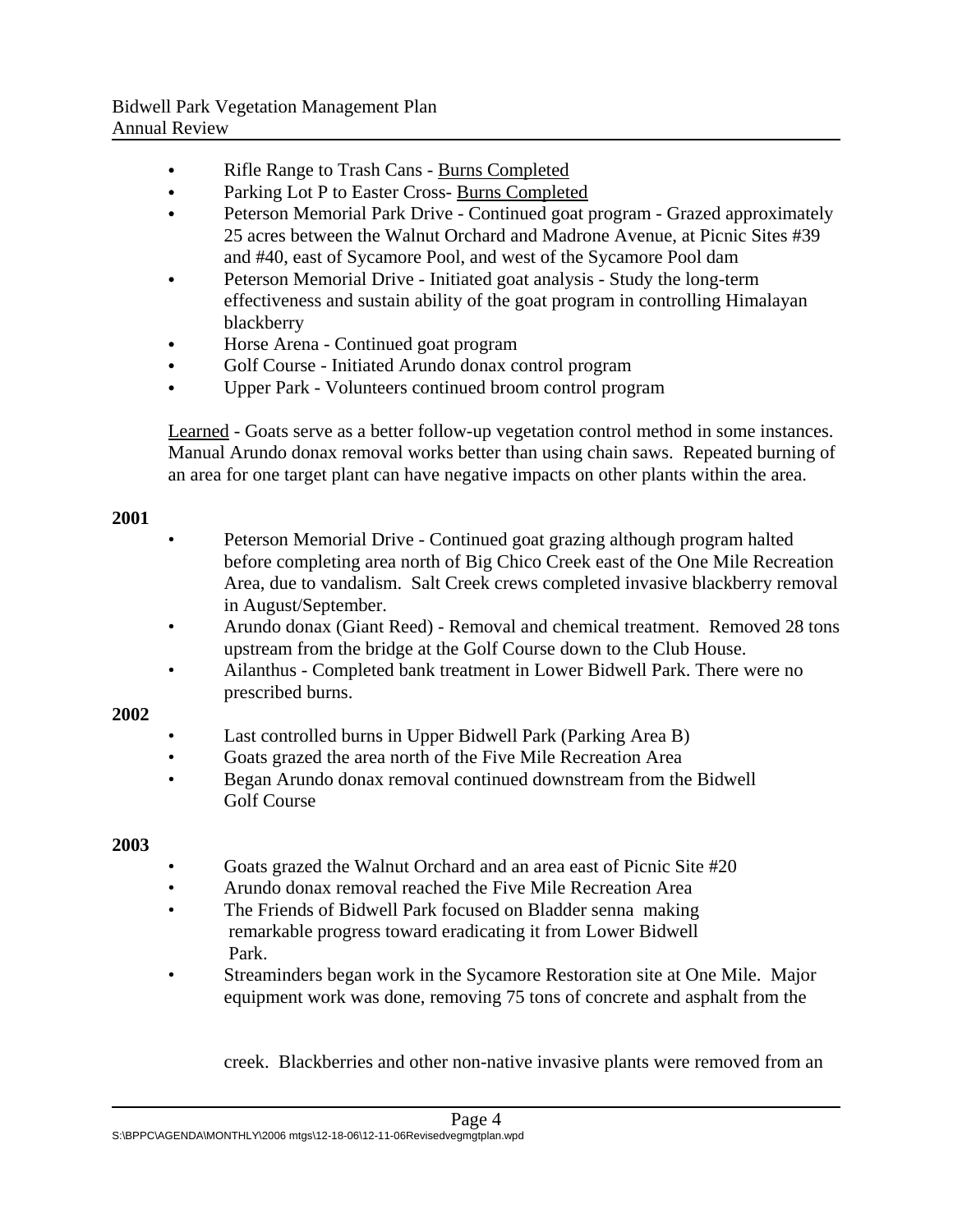- Rifle Range to Trash Cans - Burns Completed
- Parking Lot P to Easter Cross- Burns Completed
- Peterson Memorial Park Drive - Continued goat program - Grazed approximately 25 acres between the Walnut Orchard and Madrone Avenue, at Picnic Sites #39 and #40, east of Sycamore Pool, and west of the Sycamore Pool dam
- Peterson Memorial Drive - Initiated goat analysis - Study the long-term effectiveness and sustain ability of the goat program in controlling Himalayan blackberry
- Horse Arena - Continued goat program
- Golf Course - Initiated Arundo donax control program
- Upper Park - Volunteers continued broom control program

Learned - Goats serve as a better follow-up vegetation control method in some instances. Manual Arundo donax removal works better than using chain saws. Repeated burning of an area for one target plant can have negative impacts on other plants within the area.

**2001**

- Peterson Memorial Drive - Continued goat grazing although program halted before completing area north of Big Chico Creek east of the One Mile Recreation Area, due to vandalism. Salt Creek crews completed invasive blackberry removal in August/September.
- Arundo donax (Giant Reed) - Removal and chemical treatment. Removed 28 tons upstream from the bridge at the Golf Course down to the Club House.
- Ailanthus - Completed bank treatment in Lower Bidwell Park. There were no prescribed burns.

**2002**

- Last controlled burns in Upper Bidwell Park (Parking Area B)
- Goats grazed the area north of the Five Mile Recreation Area
- Began Arundo donax removal continued downstream from the Bidwell Golf Course

**2003**

- Goats grazed the Walnut Orchard and an area east of Picnic Site #20
- Arundo donax removal reached the Five Mile Recreation Area
- The Friends of Bidwell Park focused on Bladder senna making remarkable progress toward eradicating it from Lower Bidwell Park.
- Streaminders began work in the Sycamore Restoration site at One Mile. Major equipment work was done, removing 75 tons of concrete and asphalt from the creek. Blackberries and other non-native invasive plants were removed from an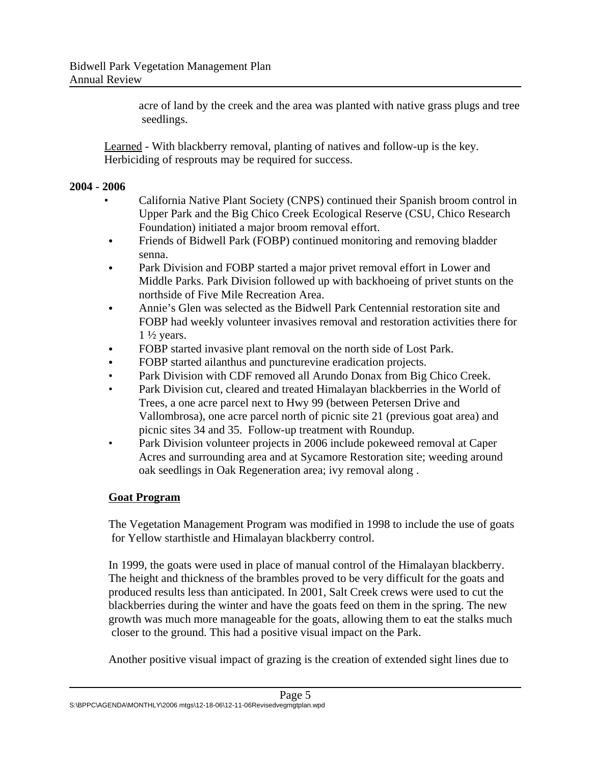acre of land by the creek and the area was planted with native grass plugs and tree seedlings.

Learned - With blackberry removal, planting of natives and follow-up is the key. Herbiciding of resprouts may be required for success.

**2004 - 2006**

- California Native Plant Society (CNPS) continued their Spanish broom control in Upper Park and the Big Chico Creek Ecological Reserve (CSU, Chico Research Foundation) initiated a major broom removal effort.
- Friends of Bidwell Park (FOBP) continued monitoring and removing bladder senna.
- Park Division and FOBP started a major privet removal effort in Lower and Middle Parks. Park Division followed up with backhoeing of privet stunts on the northside of Five Mile Recreation Area.
- Annie's Glen was selected as the Bidwell Park Centennial restoration site and FOBP had weekly volunteer invasives removal and restoration activities there for 1 ½ years.
- FOBP started invasive plant removal on the north side of Lost Park.
- FOBP started ailanthus and puncturevine eradication projects.
- Park Division with CDF removed all Arundo Donax from Big Chico Creek.
- Park Division cut, cleared and treated Himalayan blackberries in the World of Trees, a one acre parcel next to Hwy 99 (between Petersen Drive and Vallombrosa), one acre parcel north of picnic site 21 (previous goat area) and picnic sites 34 and 35. Follow-up treatment with Roundup.
- Park Division volunteer projects in 2006 include pokeweed removal at Caper Acres and surrounding area and at Sycamore Restoration site; weeding around oak seedlings in Oak Regeneration area; ivy removal along .

## Goat Program

The Vegetation Management Program was modified in 1998 to include the use of goats for Yellow starthistle and Himalayan blackberry control.

In 1999, the goats were used in place of manual control of the Himalayan blackberry. The height and thickness of the brambles proved to be very difficult for the goats and produced results less than anticipated. In 2001, Salt Creek crews were used to cut the blackberries during the winter and have the goats feed on them in the spring. The new growth was much more manageable for the goats, allowing them to eat the stalks much closer to the ground. This had a positive visual impact on the Park.

Another positive visual impact of grazing is the creation of extended sight lines due to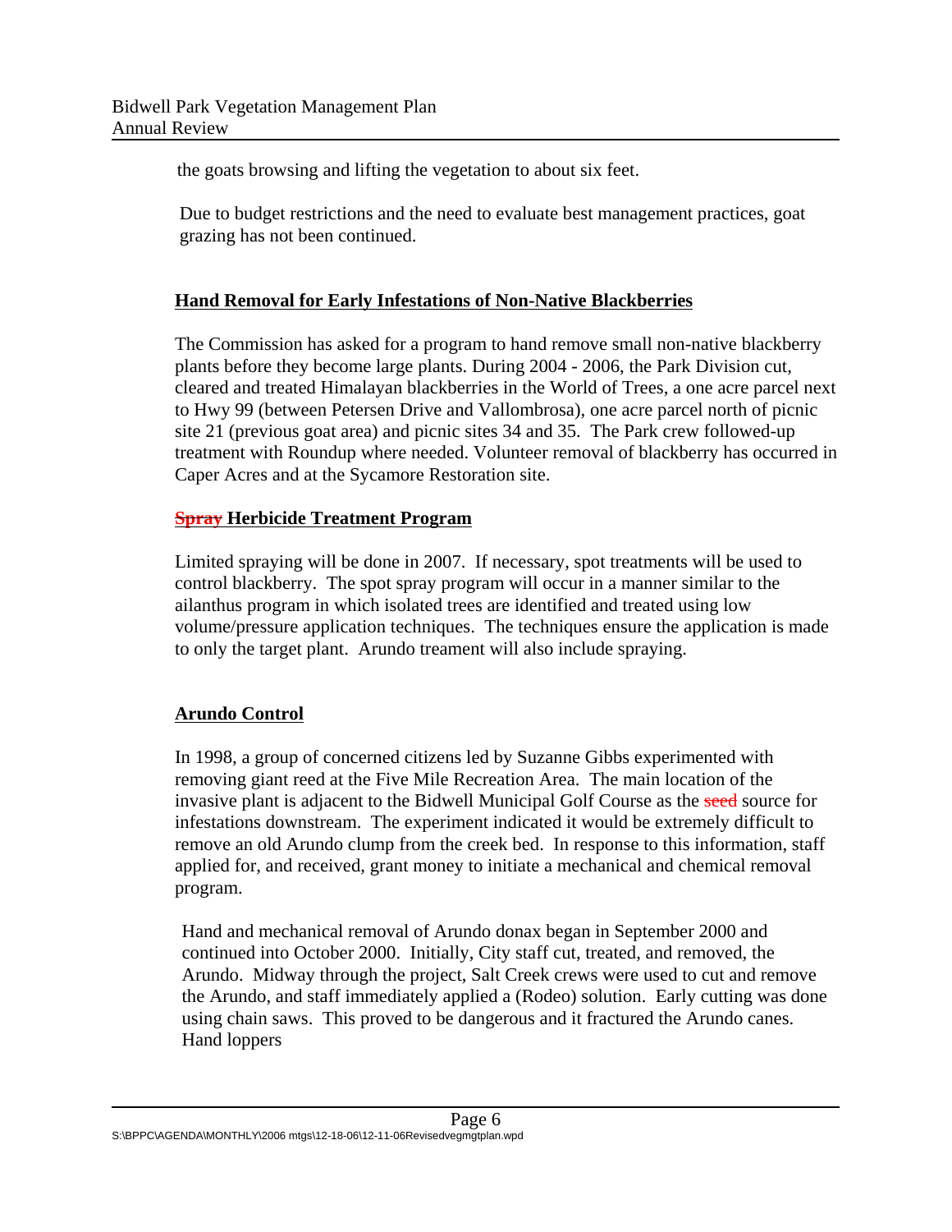the goats browsing and lifting the vegetation to about six feet.

Due to budget restrictions and the need to evaluate best management practices, goat grazing has not been continued.

## Hand Removal for Early Infestations of Non-Native Blackberries

The Commission has asked for a program to hand remove small non-native blackberry plants before they become large plants. During 2004 - 2006, the Park Division cut, cleared and treated Himalayan blackberries in the World of Trees, a one acre parcel next to Hwy 99 (between Petersen Drive and Vallombrosa), one acre parcel north of picnic site 21 (previous goat area) and picnic sites 34 and 35. The Park crew followed-up treatment with Roundup where needed. Volunteer removal of blackberry has occurred in Caper Acres and at the Sycamore Restoration site.

## ~~Spray~~ Herbicide Treatment Program

Limited spraying will be done in 2007. If necessary, spot treatments will be used to control blackberry. The spot spray program will occur in a manner similar to the ailanthus program in which isolated trees are identified and treated using low volume/pressure application techniques. The techniques ensure the application is made to only the target plant. Arundo treament will also include spraying.

## Arundo Control

In 1998, a group of concerned citizens led by Suzanne Gibbs experimented with removing giant reed at the Five Mile Recreation Area. The main location of the invasive plant is adjacent to the Bidwell Municipal Golf Course as the ~~seed~~ source for infestations downstream. The experiment indicated it would be extremely difficult to remove an old Arundo clump from the creek bed. In response to this information, staff applied for, and received, grant money to initiate a mechanical and chemical removal program.

Hand and mechanical removal of Arundo donax began in September 2000 and continued into October 2000. Initially, City staff cut, treated, and removed, the Arundo. Midway through the project, Salt Creek crews were used to cut and remove the Arundo, and staff immediately applied a (Rodeo) solution. Early cutting was done using chain saws. This proved to be dangerous and it fractured the Arundo canes. Hand loppers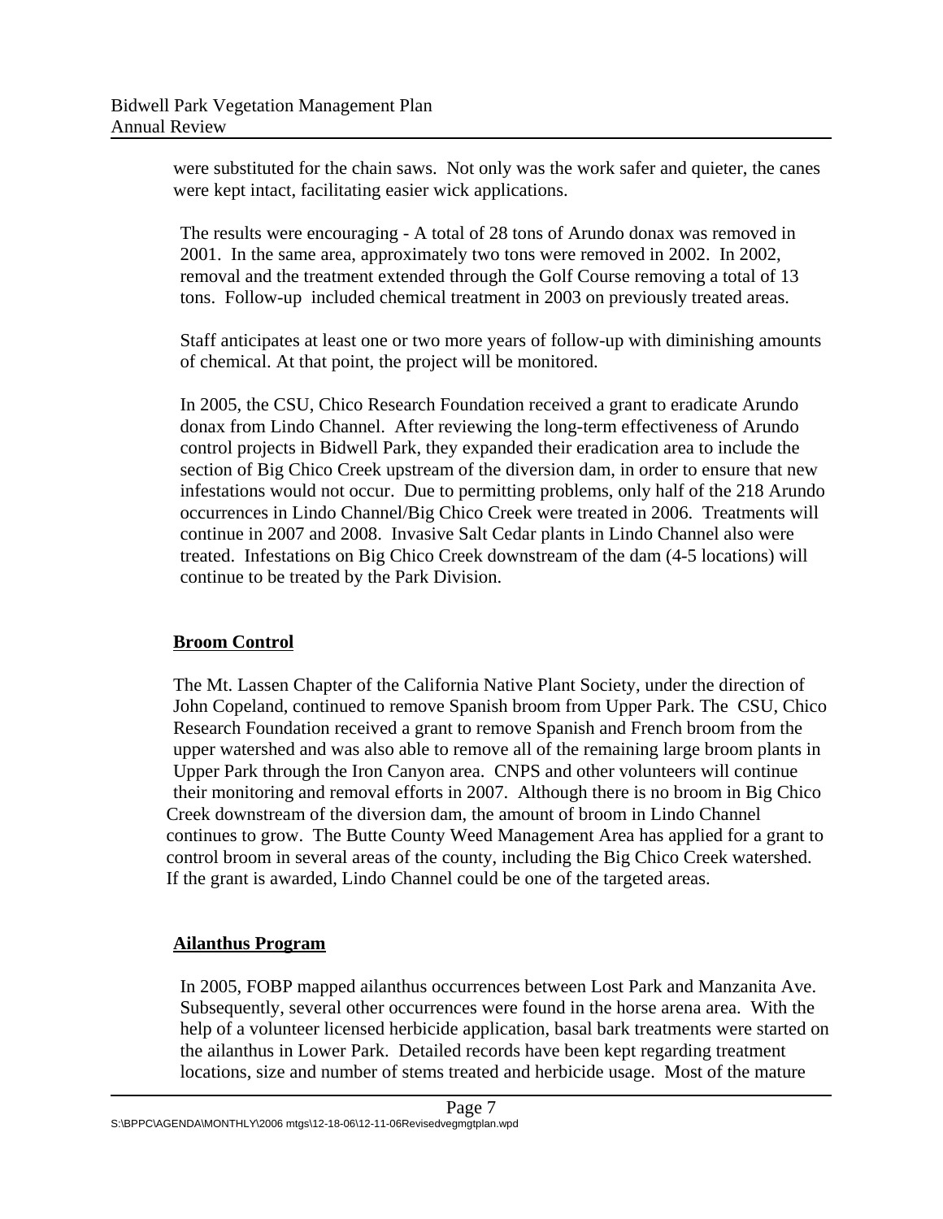were substituted for the chain saws. Not only was the work safer and quieter, the canes were kept intact, facilitating easier wick applications.

The results were encouraging - A total of 28 tons of Arundo donax was removed in 2001. In the same area, approximately two tons were removed in 2002. In 2002, removal and the treatment extended through the Golf Course removing a total of 13 tons. Follow-up included chemical treatment in 2003 on previously treated areas.

Staff anticipates at least one or two more years of follow-up with diminishing amounts of chemical. At that point, the project will be monitored.

In 2005, the CSU, Chico Research Foundation received a grant to eradicate Arundo donax from Lindo Channel. After reviewing the long-term effectiveness of Arundo control projects in Bidwell Park, they expanded their eradication area to include the section of Big Chico Creek upstream of the diversion dam, in order to ensure that new infestations would not occur. Due to permitting problems, only half of the 218 Arundo occurrences in Lindo Channel/Big Chico Creek were treated in 2006. Treatments will continue in 2007 and 2008. Invasive Salt Cedar plants in Lindo Channel also were treated. Infestations on Big Chico Creek downstream of the dam (4-5 locations) will continue to be treated by the Park Division.

**Broom Control**

The Mt. Lassen Chapter of the California Native Plant Society, under the direction of John Copeland, continued to remove Spanish broom from Upper Park. The CSU, Chico Research Foundation received a grant to remove Spanish and French broom from the upper watershed and was also able to remove all of the remaining large broom plants in Upper Park through the Iron Canyon area. CNPS and other volunteers will continue their monitoring and removal efforts in 2007. Although there is no broom in Big Chico Creek downstream of the diversion dam, the amount of broom in Lindo Channel continues to grow. The Butte County Weed Management Area has applied for a grant to control broom in several areas of the county, including the Big Chico Creek watershed. If the grant is awarded, Lindo Channel could be one of the targeted areas.

**Ailanthus Program**

In 2005, FOBP mapped ailanthus occurrences between Lost Park and Manzanita Ave. Subsequently, several other occurrences were found in the horse arena area. With the help of a volunteer licensed herbicide application, basal bark treatments were started on the ailanthus in Lower Park. Detailed records have been kept regarding treatment locations, size and number of stems treated and herbicide usage. Most of the mature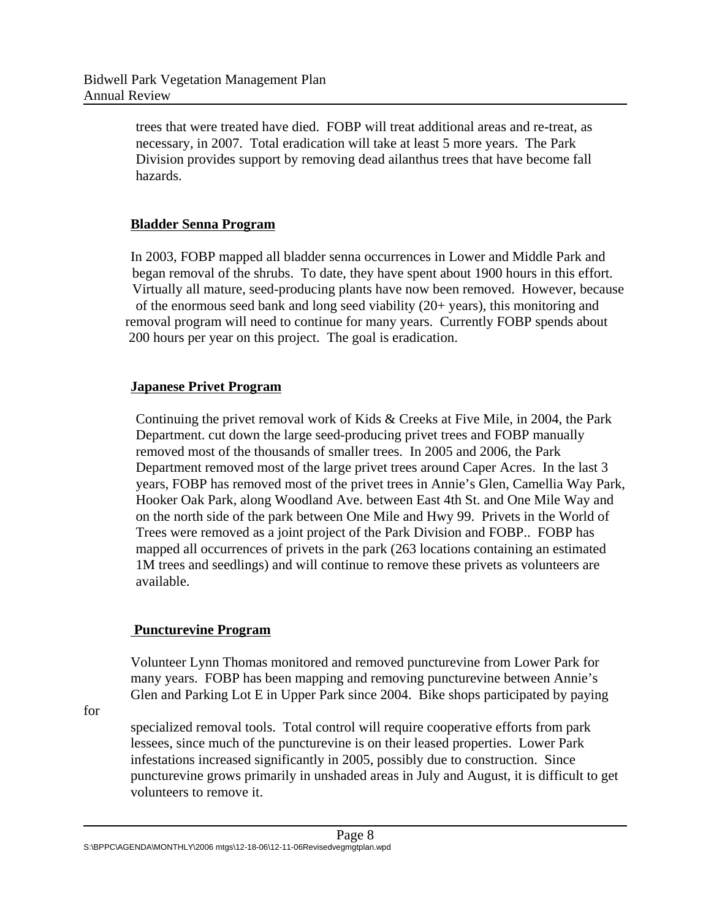trees that were treated have died. FOBP will treat additional areas and re-treat, as necessary, in 2007. Total eradication will take at least 5 more years. The Park Division provides support by removing dead ailanthus trees that have become fall hazards.

### Bladder Senna Program

In 2003, FOBP mapped all bladder senna occurrences in Lower and Middle Park and began removal of the shrubs. To date, they have spent about 1900 hours in this effort. Virtually all mature, seed-producing plants have now been removed. However, because of the enormous seed bank and long seed viability (20+ years), this monitoring and removal program will need to continue for many years. Currently FOBP spends about 200 hours per year on this project. The goal is eradication.

### Japanese Privet Program

Continuing the privet removal work of Kids & Creeks at Five Mile, in 2004, the Park Department. cut down the large seed-producing privet trees and FOBP manually removed most of the thousands of smaller trees. In 2005 and 2006, the Park Department removed most of the large privet trees around Caper Acres. In the last 3 years, FOBP has removed most of the privet trees in Annie's Glen, Camellia Way Park, Hooker Oak Park, along Woodland Ave. between East 4th St. and One Mile Way and on the north side of the park between One Mile and Hwy 99. Privets in the World of Trees were removed as a joint project of the Park Division and FOBP.. FOBP has mapped all occurrences of privets in the park (263 locations containing an estimated 1M trees and seedlings) and will continue to remove these privets as volunteers are available.

### Puncturevine Program

Volunteer Lynn Thomas monitored and removed puncturevine from Lower Park for many years. FOBP has been mapping and removing puncturevine between Annie's Glen and Parking Lot E in Upper Park since 2004. Bike shops participated by paying for specialized removal tools. Total control will require cooperative efforts from park lessees, since much of the puncturevine is on their leased properties. Lower Park infestations increased significantly in 2005, possibly due to construction. Since puncturevine grows primarily in unshaded areas in July and August, it is difficult to get volunteers to remove it.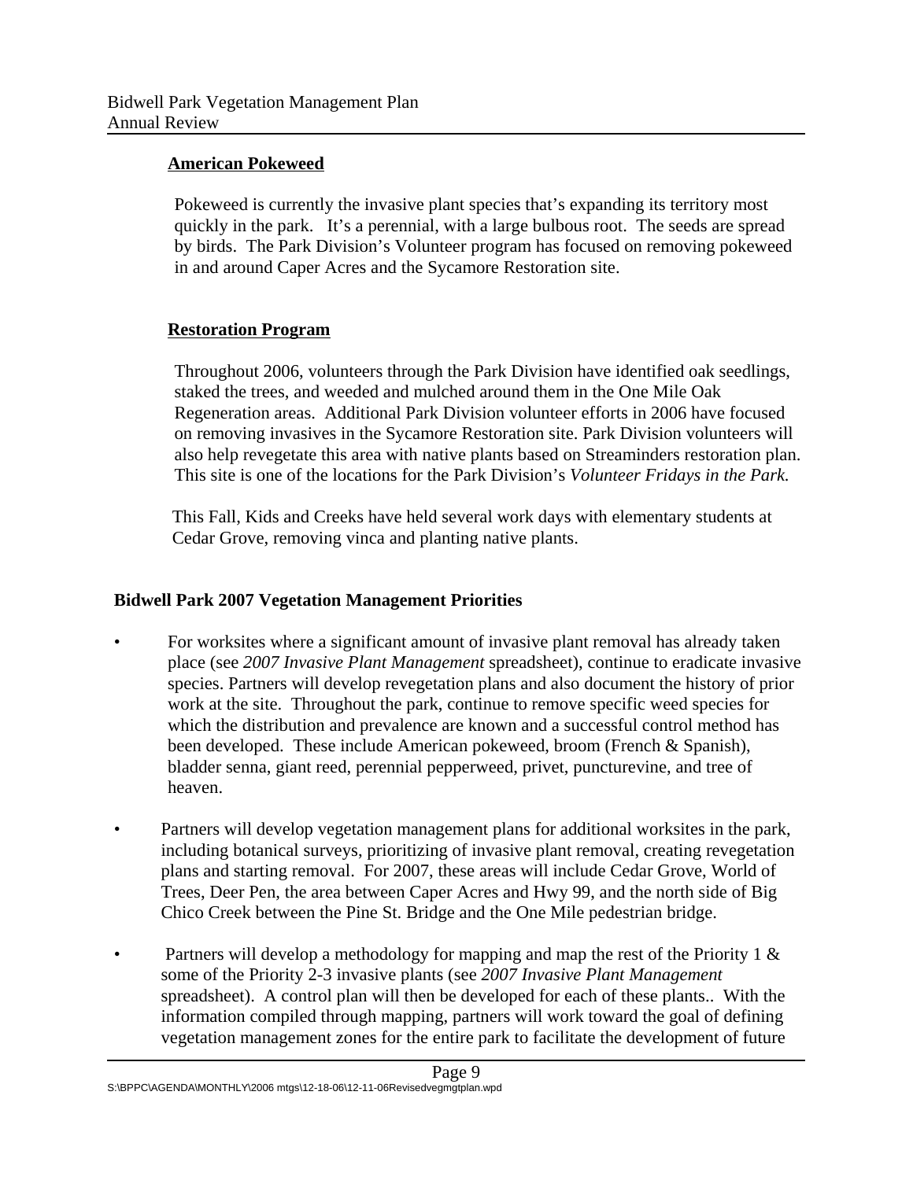**American Pokeweed**

Pokeweed is currently the invasive plant species that's expanding its territory most quickly in the park. It's a perennial, with a large bulbous root. The seeds are spread by birds. The Park Division's Volunteer program has focused on removing pokeweed in and around Caper Acres and the Sycamore Restoration site.

**Restoration Program**

Throughout 2006, volunteers through the Park Division have identified oak seedlings, staked the trees, and weeded and mulched around them in the One Mile Oak Regeneration areas. Additional Park Division volunteer efforts in 2006 have focused on removing invasives in the Sycamore Restoration site. Park Division volunteers will also help revegetate this area with native plants based on Streaminders restoration plan. This site is one of the locations for the Park Division's *Volunteer Fridays in the Park.*

This Fall, Kids and Creeks have held several work days with elementary students at Cedar Grove, removing vinca and planting native plants.

## Bidwell Park 2007 Vegetation Management Priorities

- For worksites where a significant amount of invasive plant removal has already taken place (see *2007 Invasive Plant Management* spreadsheet), continue to eradicate invasive species. Partners will develop revegetation plans and also document the history of prior work at the site. Throughout the park, continue to remove specific weed species for which the distribution and prevalence are known and a successful control method has been developed. These include American pokeweed, broom (French & Spanish), bladder senna, giant reed, perennial pepperweed, privet, puncturevine, and tree of heaven.

- Partners will develop vegetation management plans for additional worksites in the park, including botanical surveys, prioritizing of invasive plant removal, creating revegetation plans and starting removal. For 2007, these areas will include Cedar Grove, World of Trees, Deer Pen, the area between Caper Acres and Hwy 99, and the north side of Big Chico Creek between the Pine St. Bridge and the One Mile pedestrian bridge.

- Partners will develop a methodology for mapping and map the rest of the Priority 1 & some of the Priority 2-3 invasive plants (see *2007 Invasive Plant Management* spreadsheet). A control plan will then be developed for each of these plants.. With the information compiled through mapping, partners will work toward the goal of defining vegetation management zones for the entire park to facilitate the development of future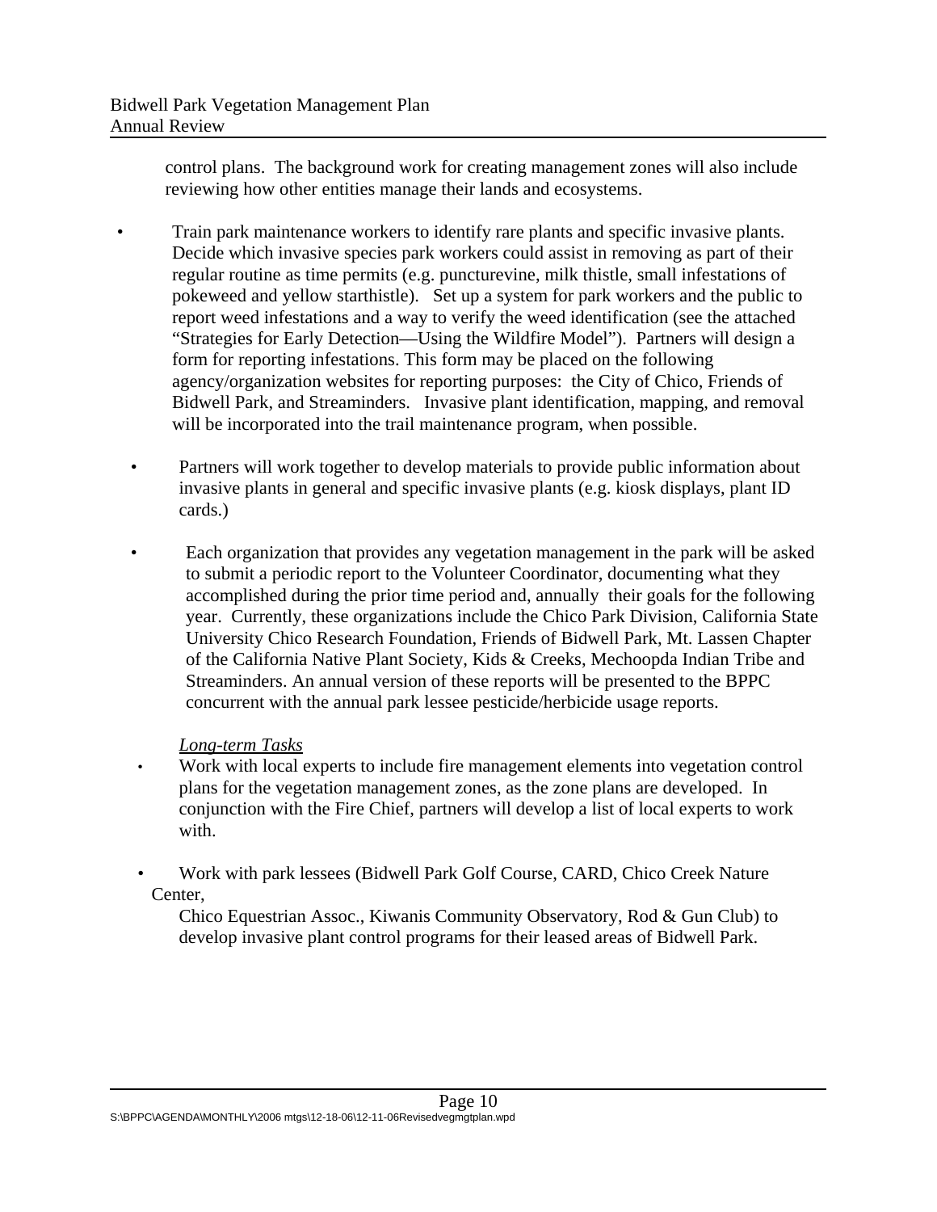control plans. The background work for creating management zones will also include reviewing how other entities manage their lands and ecosystems.

- Train park maintenance workers to identify rare plants and specific invasive plants. Decide which invasive species park workers could assist in removing as part of their regular routine as time permits (e.g. puncturevine, milk thistle, small infestations of pokeweed and yellow starthistle). Set up a system for park workers and the public to report weed infestations and a way to verify the weed identification (see the attached "Strategies for Early Detection—Using the Wildfire Model"). Partners will design a form for reporting infestations. This form may be placed on the following agency/organization websites for reporting purposes: the City of Chico, Friends of Bidwell Park, and Streaminders. Invasive plant identification, mapping, and removal will be incorporated into the trail maintenance program, when possible.

- Partners will work together to develop materials to provide public information about invasive plants in general and specific invasive plants (e.g. kiosk displays, plant ID cards.)

- Each organization that provides any vegetation management in the park will be asked to submit a periodic report to the Volunteer Coordinator, documenting what they accomplished during the prior time period and, annually their goals for the following year. Currently, these organizations include the Chico Park Division, California State University Chico Research Foundation, Friends of Bidwell Park, Mt. Lassen Chapter of the California Native Plant Society, Kids & Creeks, Mechoopda Indian Tribe and Streaminders. An annual version of these reports will be presented to the BPPC concurrent with the annual park lessee pesticide/herbicide usage reports.

*Long-term Tasks*

- Work with local experts to include fire management elements into vegetation control plans for the vegetation management zones, as the zone plans are developed. In conjunction with the Fire Chief, partners will develop a list of local experts to work with.

- Work with park lessees (Bidwell Park Golf Course, CARD, Chico Creek Nature Center, Chico Equestrian Assoc., Kiwanis Community Observatory, Rod & Gun Club) to develop invasive plant control programs for their leased areas of Bidwell Park.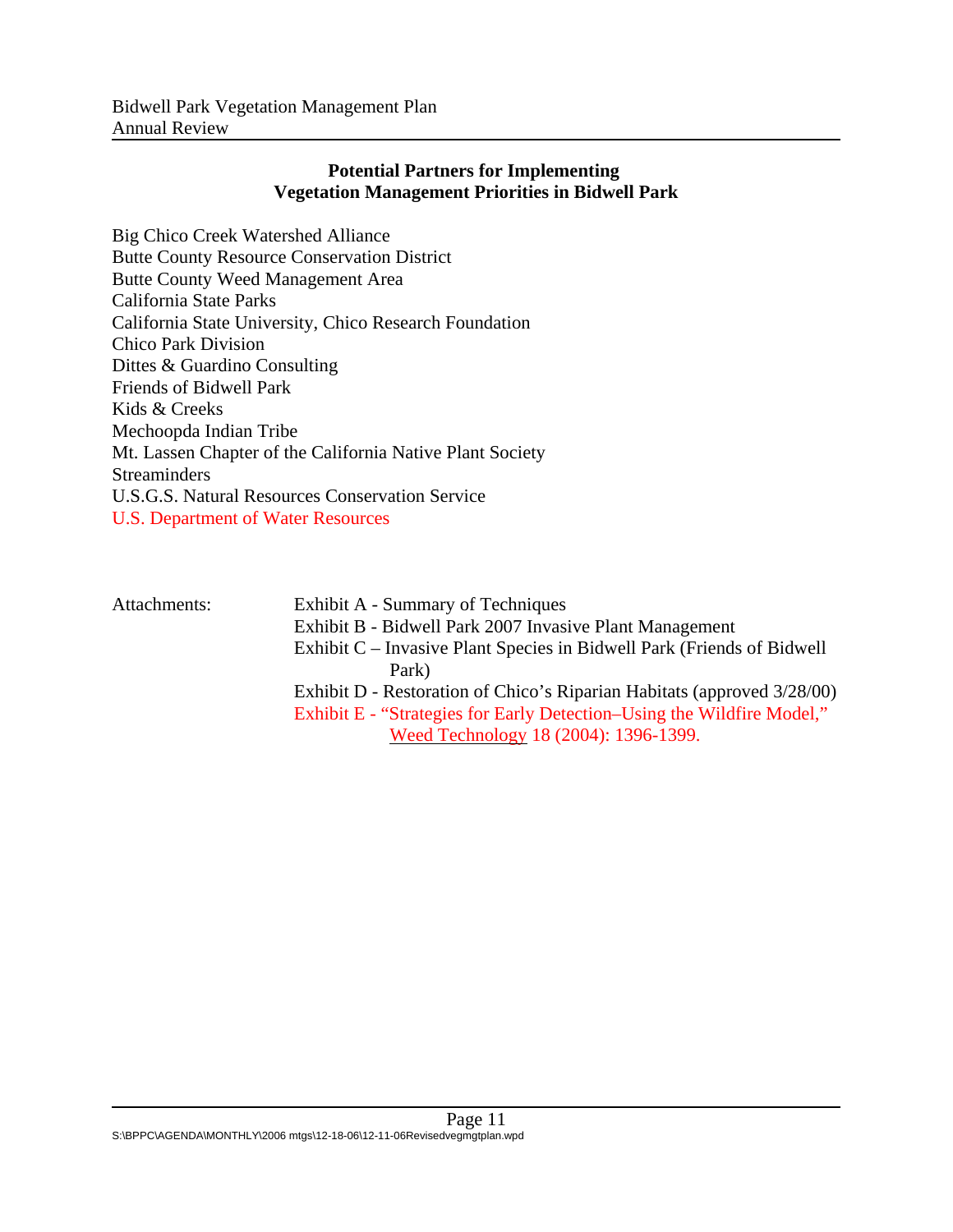**Potential Partners for Implementing**
**Vegetation Management Priorities in Bidwell Park**

Big Chico Creek Watershed Alliance
Butte County Resource Conservation District
Butte County Weed Management Area
California State Parks
California State University, Chico Research Foundation
Chico Park Division
Dittes & Guardino Consulting
Friends of Bidwell Park
Kids & Creeks
Mechoopda Indian Tribe
Mt. Lassen Chapter of the California Native Plant Society
Streaminders
U.S.G.S. Natural Resources Conservation Service
U.S. Department of Water Resources

Attachments:
- Exhibit A - Summary of Techniques
- Exhibit B - Bidwell Park 2007 Invasive Plant Management
- Exhibit C – Invasive Plant Species in Bidwell Park (Friends of Bidwell Park)
- Exhibit D - Restoration of Chico's Riparian Habitats (approved 3/28/00)
- Exhibit E - "Strategies for Early Detection–Using the Wildfire Model," Weed Technology 18 (2004): 1396-1399.